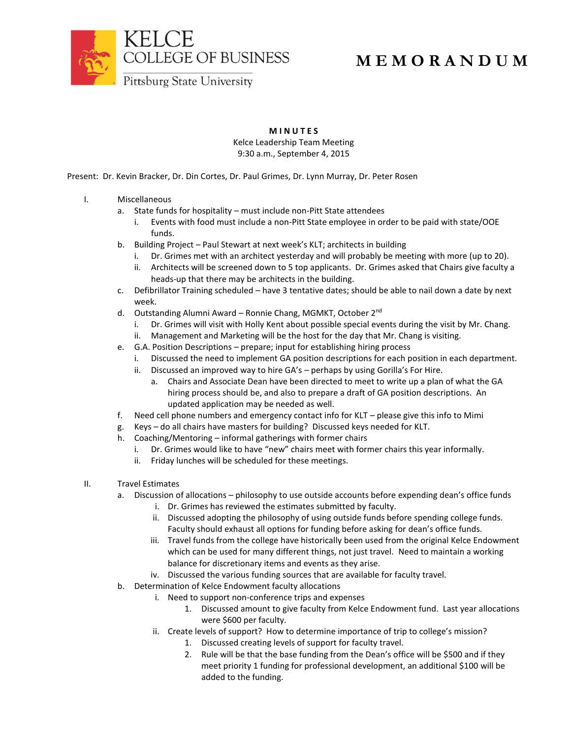KELCE COLLEGE OF BUSINESS
Pittsburg State University

# MEMORANDUM

**MINUTES**
Kelce Leadership Team Meeting
9:30 a.m., September 4, 2015

Present: Dr. Kevin Bracker, Dr. Din Cortes, Dr. Paul Grimes, Dr. Lynn Murray, Dr. Peter Rosen

I. Miscellaneous
   a. State funds for hospitality – must include non-Pitt State attendees
      i. Events with food must include a non-Pitt State employee in order to be paid with state/OOE funds.
   b. Building Project – Paul Stewart at next week's KLT; architects in building
      i. Dr. Grimes met with an architect yesterday and will probably be meeting with more (up to 20).
      ii. Architects will be screened down to 5 top applicants. Dr. Grimes asked that Chairs give faculty a heads-up that there may be architects in the building.
   c. Defibrillator Training scheduled – have 3 tentative dates; should be able to nail down a date by next week.
   d. Outstanding Alumni Award – Ronnie Chang, MGMKT, October 2nd
      i. Dr. Grimes will visit with Holly Kent about possible special events during the visit by Mr. Chang.
      ii. Management and Marketing will be the host for the day that Mr. Chang is visiting.
   e. G.A. Position Descriptions – prepare; input for establishing hiring process
      i. Discussed the need to implement GA position descriptions for each position in each department.
      ii. Discussed an improved way to hire GA's – perhaps by using Gorilla's For Hire.
         a. Chairs and Associate Dean have been directed to meet to write up a plan of what the GA hiring process should be, and also to prepare a draft of GA position descriptions. An updated application may be needed as well.
   f. Need cell phone numbers and emergency contact info for KLT – please give this info to Mimi
   g. Keys – do all chairs have masters for building? Discussed keys needed for KLT.
   h. Coaching/Mentoring – informal gatherings with former chairs
      i. Dr. Grimes would like to have "new" chairs meet with former chairs this year informally.
      ii. Friday lunches will be scheduled for these meetings.

II. Travel Estimates
   a. Discussion of allocations – philosophy to use outside accounts before expending dean's office funds
      i. Dr. Grimes has reviewed the estimates submitted by faculty.
      ii. Discussed adopting the philosophy of using outside funds before spending college funds. Faculty should exhaust all options for funding before asking for dean's office funds.
      iii. Travel funds from the college have historically been used from the original Kelce Endowment which can be used for many different things, not just travel. Need to maintain a working balance for discretionary items and events as they arise.
      iv. Discussed the various funding sources that are available for faculty travel.
   b. Determination of Kelce Endowment faculty allocations
      i. Need to support non-conference trips and expenses
         1. Discussed amount to give faculty from Kelce Endowment fund. Last year allocations were $600 per faculty.
      ii. Create levels of support? How to determine importance of trip to college's mission?
         1. Discussed creating levels of support for faculty travel.
         2. Rule will be that the base funding from the Dean's office will be $500 and if they meet priority 1 funding for professional development, an additional $100 will be added to the funding.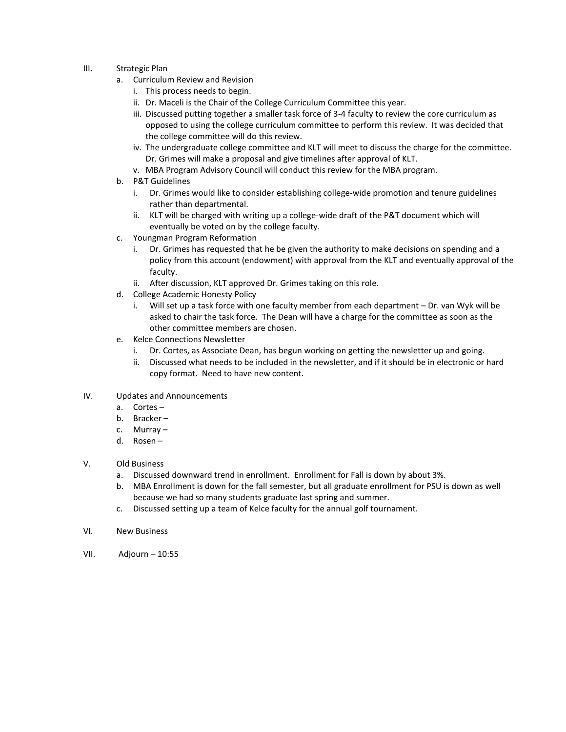III. Strategic Plan
   a. Curriculum Review and Revision
      i. This process needs to begin.
      ii. Dr. Maceli is the Chair of the College Curriculum Committee this year.
      iii. Discussed putting together a smaller task force of 3-4 faculty to review the core curriculum as opposed to using the college curriculum committee to perform this review. It was decided that the college committee will do this review.
      iv. The undergraduate college committee and KLT will meet to discuss the charge for the committee. Dr. Grimes will make a proposal and give timelines after approval of KLT.
      v. MBA Program Advisory Council will conduct this review for the MBA program.
   b. P&T Guidelines
      i. Dr. Grimes would like to consider establishing college-wide promotion and tenure guidelines rather than departmental.
      ii. KLT will be charged with writing up a college-wide draft of the P&T document which will eventually be voted on by the college faculty.
   c. Youngman Program Reformation
      i. Dr. Grimes has requested that he be given the authority to make decisions on spending and a policy from this account (endowment) with approval from the KLT and eventually approval of the faculty.
      ii. After discussion, KLT approved Dr. Grimes taking on this role.
   d. College Academic Honesty Policy
      i. Will set up a task force with one faculty member from each department – Dr. van Wyk will be asked to chair the task force. The Dean will have a charge for the committee as soon as the other committee members are chosen.
   e. Kelce Connections Newsletter
      i. Dr. Cortes, as Associate Dean, has begun working on getting the newsletter up and going.
      ii. Discussed what needs to be included in the newsletter, and if it should be in electronic or hard copy format. Need to have new content.

IV. Updates and Announcements
   a. Cortes –
   b. Bracker –
   c. Murray –
   d. Rosen –

V. Old Business
   a. Discussed downward trend in enrollment. Enrollment for Fall is down by about 3%.
   b. MBA Enrollment is down for the fall semester, but all graduate enrollment for PSU is down as well because we had so many students graduate last spring and summer.
   c. Discussed setting up a team of Kelce faculty for the annual golf tournament.

VI. New Business

VII. Adjourn – 10:55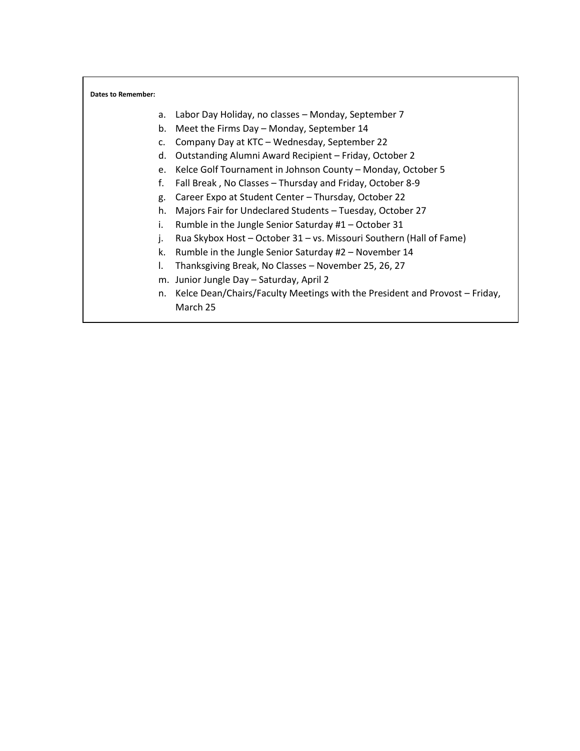**Dates to Remember:**

a. Labor Day Holiday, no classes – Monday, September 7
b. Meet the Firms Day – Monday, September 14
c. Company Day at KTC – Wednesday, September 22
d. Outstanding Alumni Award Recipient – Friday, October 2
e. Kelce Golf Tournament in Johnson County – Monday, October 5
f. Fall Break , No Classes – Thursday and Friday, October 8-9
g. Career Expo at Student Center – Thursday, October 22
h. Majors Fair for Undeclared Students – Tuesday, October 27
i. Rumble in the Jungle Senior Saturday #1 – October 31
j. Rua Skybox Host – October 31 – vs. Missouri Southern (Hall of Fame)
k. Rumble in the Jungle Senior Saturday #2 – November 14
l. Thanksgiving Break, No Classes – November 25, 26, 27
m. Junior Jungle Day – Saturday, April 2
n. Kelce Dean/Chairs/Faculty Meetings with the President and Provost – Friday, March 25